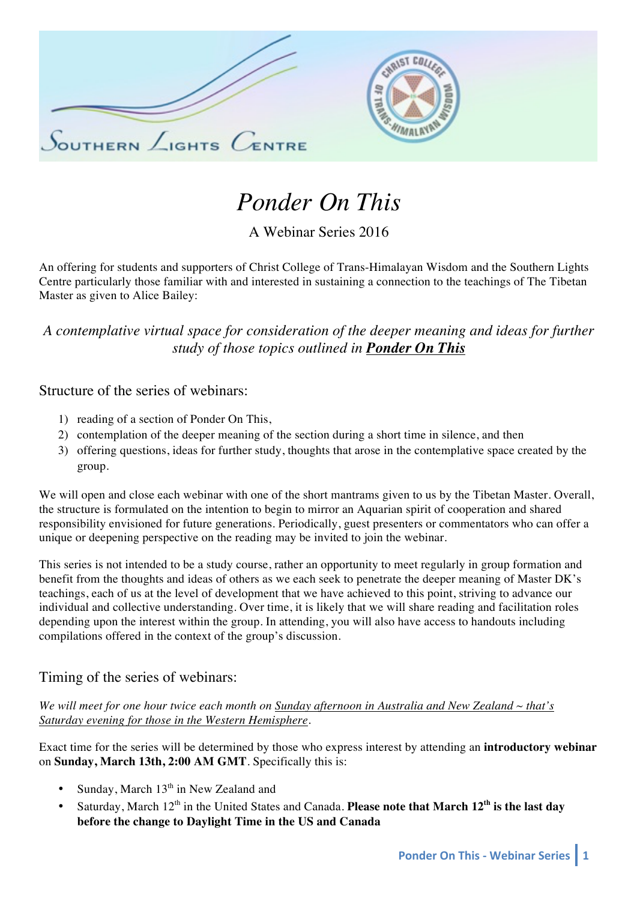Southern Lights Centre

# *Ponder On This*

A Webinar Series 2016

An offering for students and supporters of Christ College of Trans-Himalayan Wisdom and the Southern Lights Centre particularly those familiar with and interested in sustaining a connection to the teachings of The Tibetan Master as given to Alice Bailey:

*A contemplative virtual space for consideration of the deeper meaning and ideas for further study of those topics outlined in **Ponder On This***

## Structure of the series of webinars:

1) reading of a section of Ponder On This,
2) contemplation of the deeper meaning of the section during a short time in silence, and then
3) offering questions, ideas for further study, thoughts that arose in the contemplative space created by the group.

We will open and close each webinar with one of the short mantrams given to us by the Tibetan Master. Overall, the structure is formulated on the intention to begin to mirror an Aquarian spirit of cooperation and shared responsibility envisioned for future generations. Periodically, guest presenters or commentators who can offer a unique or deepening perspective on the reading may be invited to join the webinar.

This series is not intended to be a study course, rather an opportunity to meet regularly in group formation and benefit from the thoughts and ideas of others as we each seek to penetrate the deeper meaning of Master DK's teachings, each of us at the level of development that we have achieved to this point, striving to advance our individual and collective understanding. Over time, it is likely that we will share reading and facilitation roles depending upon the interest within the group. In attending, you will also have access to handouts including compilations offered in the context of the group's discussion.

## Timing of the series of webinars:

*We will meet for one hour twice each month on Sunday afternoon in Australia and New Zealand ~ that's Saturday evening for those in the Western Hemisphere.*

Exact time for the series will be determined by those who express interest by attending an **introductory webinar** on **Sunday, March 13th, 2:00 AM GMT**. Specifically this is:

- Sunday, March 13th in New Zealand and
- Saturday, March 12th in the United States and Canada. **Please note that March 12th is the last day before the change to Daylight Time in the US and Canada**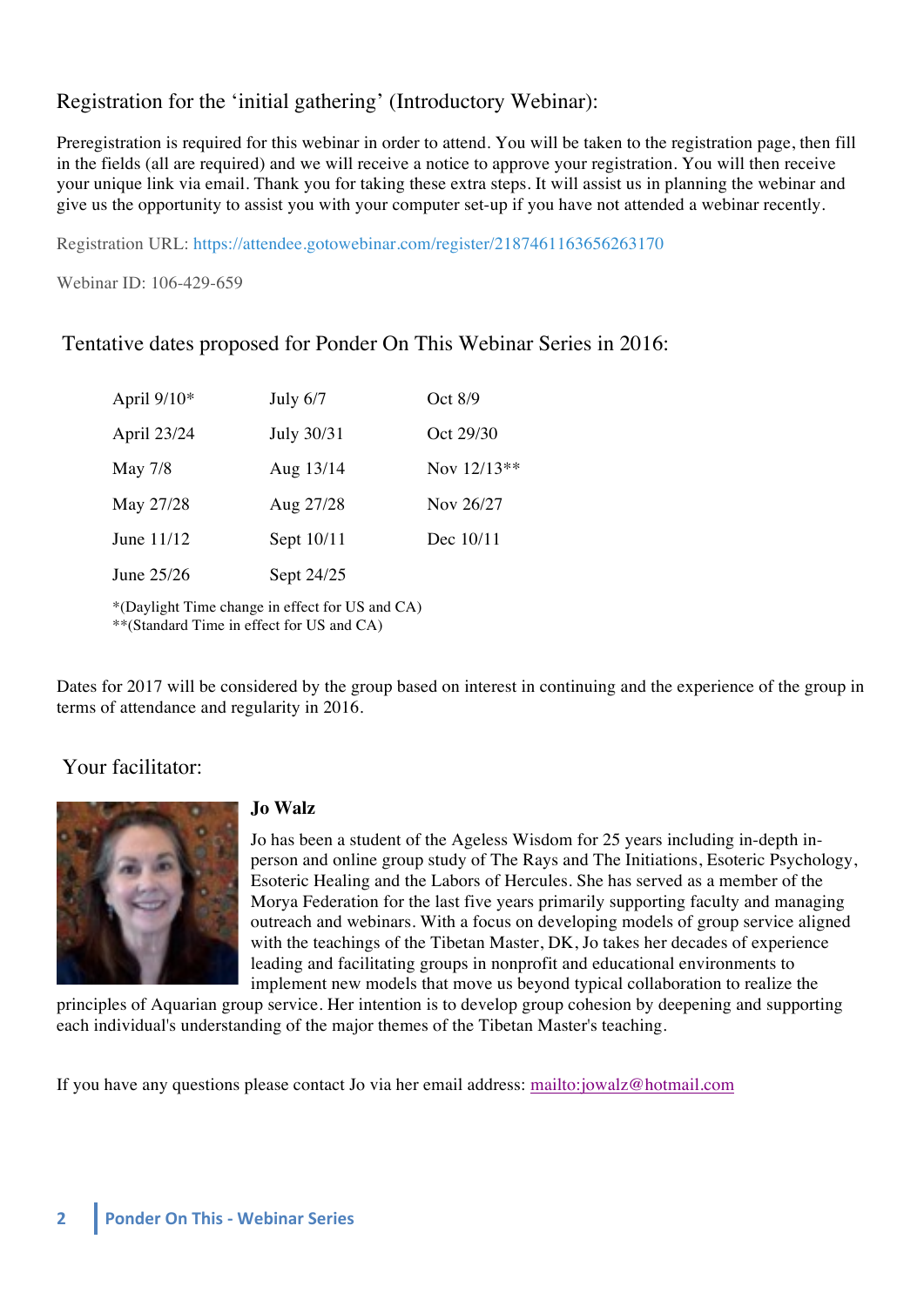## Registration for the 'initial gathering' (Introductory Webinar):

Preregistration is required for this webinar in order to attend. You will be taken to the registration page, then fill in the fields (all are required) and we will receive a notice to approve your registration. You will then receive your unique link via email. Thank you for taking these extra steps. It will assist us in planning the webinar and give us the opportunity to assist you with your computer set-up if you have not attended a webinar recently.

Registration URL: https://attendee.gotowebinar.com/register/2187461163656263170

Webinar ID: 106-429-659

## Tentative dates proposed for Ponder On This Webinar Series in 2016:

| | | |
|---|---|---|
| April 9/10* | July 6/7 | Oct 8/9 |
| April 23/24 | July 30/31 | Oct 29/30 |
| May 7/8 | Aug 13/14 | Nov 12/13** |
| May 27/28 | Aug 27/28 | Nov 26/27 |
| June 11/12 | Sept 10/11 | Dec 10/11 |
| June 25/26 | Sept 24/25 | |

*(Daylight Time change in effect for US and CA)
**(Standard Time in effect for US and CA)

Dates for 2017 will be considered by the group based on interest in continuing and the experience of the group in terms of attendance and regularity in 2016.

## Your facilitator:

**Jo Walz**

Jo has been a student of the Ageless Wisdom for 25 years including in-depth in-person and online group study of The Rays and The Initiations, Esoteric Psychology, Esoteric Healing and the Labors of Hercules. She has served as a member of the Morya Federation for the last five years primarily supporting faculty and managing outreach and webinars. With a focus on developing models of group service aligned with the teachings of the Tibetan Master, DK, Jo takes her decades of experience leading and facilitating groups in nonprofit and educational environments to implement new models that move us beyond typical collaboration to realize the principles of Aquarian group service. Her intention is to develop group cohesion by deepening and supporting each individual's understanding of the major themes of the Tibetan Master's teaching.

If you have any questions please contact Jo via her email address: mailto:jowalz@hotmail.com